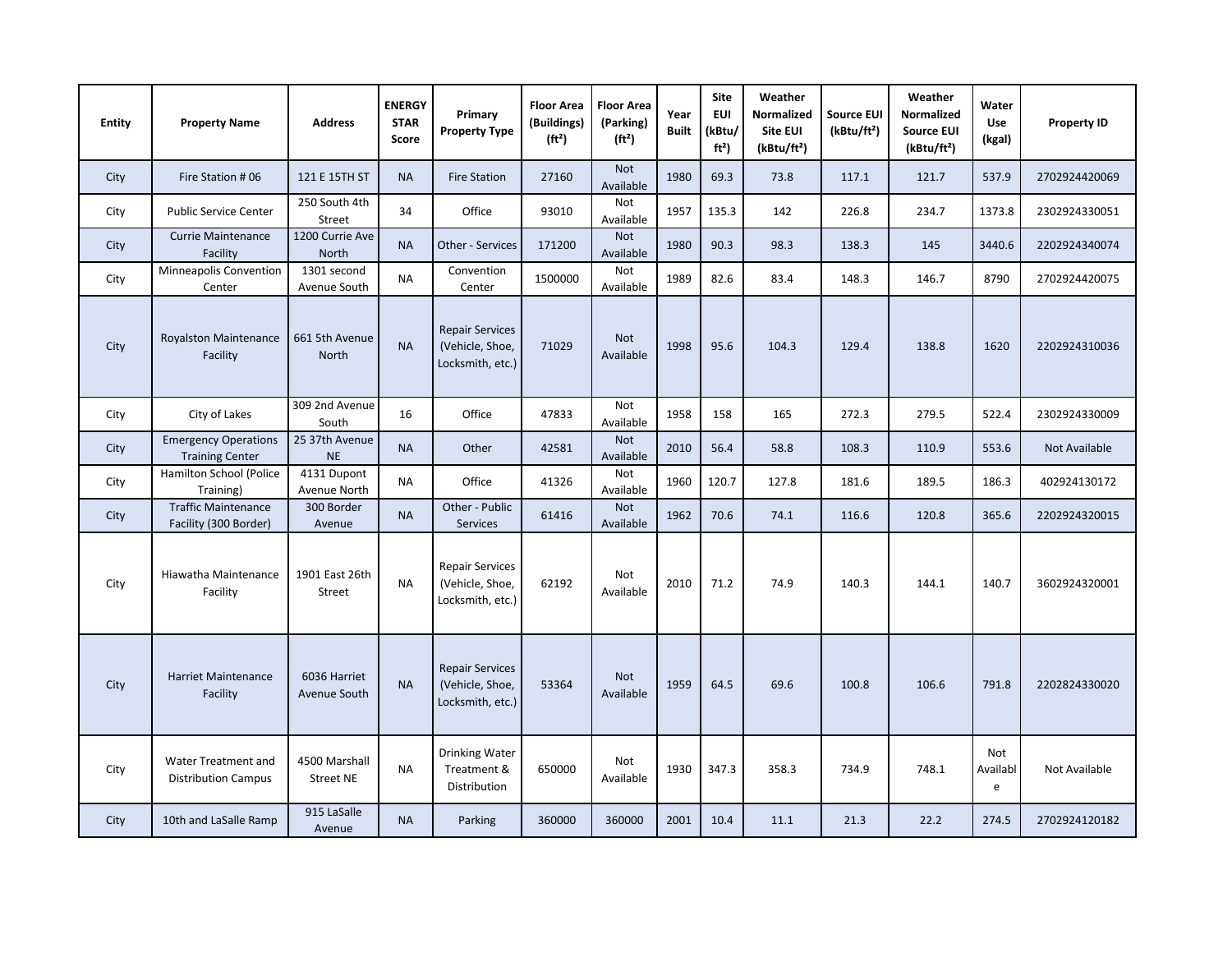| Entity | Property Name | Address | ENERGY STAR Score | Primary Property Type | Floor Area (Buildings) ($ft^2$) | Floor Area (Parking) ($ft^2$) | Year Built | Site EUI (kBtu/ $ft^2$) | Weather Normalized Site EUI (kBtu/$ft^2$) | Source EUI (kBtu/$ft^2$) | Weather Normalized Source EUI (kBtu/$ft^2$) | Water Use (kgal) | Property ID |
|---|---|---|---|---|---|---|---|---|---|---|---|---|---|
| City | Fire Station # 06 | 121 E 15TH ST | NA | Fire Station | 27160 | Not Available | 1980 | 69.3 | 73.8 | 117.1 | 121.7 | 537.9 | 2702924420069 |
| City | Public Service Center | 250 South 4th Street | 34 | Office | 93010 | Not Available | 1957 | 135.3 | 142 | 226.8 | 234.7 | 1373.8 | 2302924330051 |
| City | Currie Maintenance Facility | 1200 Currie Ave North | NA | Other - Services | 171200 | Not Available | 1980 | 90.3 | 98.3 | 138.3 | 145 | 3440.6 | 2202924340074 |
| City | Minneapolis Convention Center | 1301 second Avenue South | NA | Convention Center | 1500000 | Not Available | 1989 | 82.6 | 83.4 | 148.3 | 146.7 | 8790 | 2702924420075 |
| City | Royalston Maintenance Facility | 661 5th Avenue North | NA | Repair Services (Vehicle, Shoe, Locksmith, etc.) | 71029 | Not Available | 1998 | 95.6 | 104.3 | 129.4 | 138.8 | 1620 | 2202924310036 |
| City | City of Lakes | 309 2nd Avenue South | 16 | Office | 47833 | Not Available | 1958 | 158 | 165 | 272.3 | 279.5 | 522.4 | 2302924330009 |
| City | Emergency Operations Training Center | 25 37th Avenue NE | NA | Other | 42581 | Not Available | 2010 | 56.4 | 58.8 | 108.3 | 110.9 | 553.6 | Not Available |
| City | Hamilton School (Police Training) | 4131 Dupont Avenue North | NA | Office | 41326 | Not Available | 1960 | 120.7 | 127.8 | 181.6 | 189.5 | 186.3 | 402924130172 |
| City | Traffic Maintenance Facility (300 Border) | 300 Border Avenue | NA | Other - Public Services | 61416 | Not Available | 1962 | 70.6 | 74.1 | 116.6 | 120.8 | 365.6 | 2202924320015 |
| City | Hiawatha Maintenance Facility | 1901 East 26th Street | NA | Repair Services (Vehicle, Shoe, Locksmith, etc.) | 62192 | Not Available | 2010 | 71.2 | 74.9 | 140.3 | 144.1 | 140.7 | 3602924320001 |
| City | Harriet Maintenance Facility | 6036 Harriet Avenue South | NA | Repair Services (Vehicle, Shoe, Locksmith, etc.) | 53364 | Not Available | 1959 | 64.5 | 69.6 | 100.8 | 106.6 | 791.8 | 2202824330020 |
| City | Water Treatment and Distribution Campus | 4500 Marshall Street NE | NA | Drinking Water Treatment & Distribution | 650000 | Not Available | 1930 | 347.3 | 358.3 | 734.9 | 748.1 | Not Available | Not Available |
| City | 10th and LaSalle Ramp | 915 LaSalle Avenue | NA | Parking | 360000 | 360000 | 2001 | 10.4 | 11.1 | 21.3 | 22.2 | 274.5 | 2702924120182 |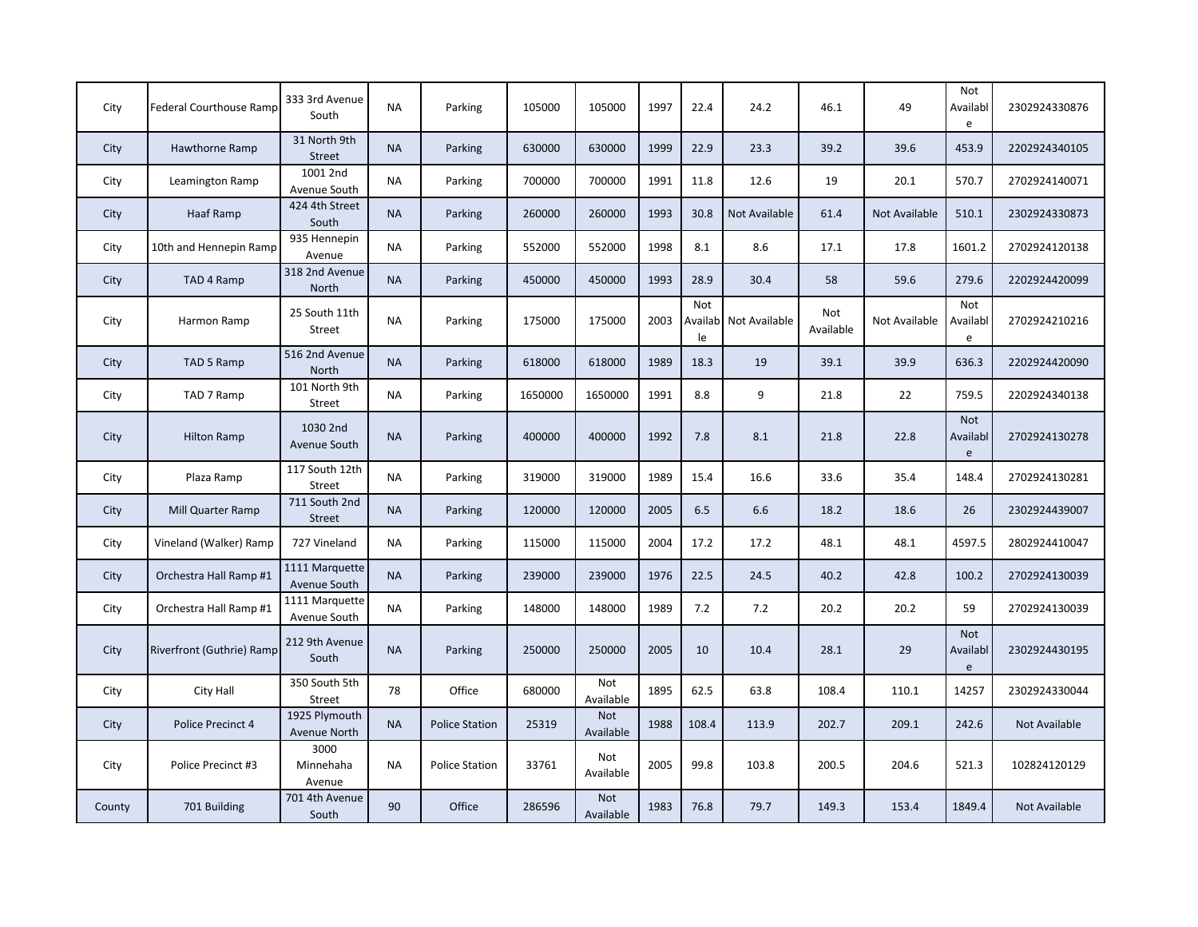| | | | | | | | | | | | | | |
|---|---|---|---|---|---|---|---|---|---|---|---|---|---|
| City | Federal Courthouse Ramp | 333 3rd Avenue South | NA | Parking | 105000 | 105000 | 1997 | 22.4 | 24.2 | 46.1 | 49 | Not Available | 2302924330876 |
| City | Hawthorne Ramp | 31 North 9th Street | NA | Parking | 630000 | 630000 | 1999 | 22.9 | 23.3 | 39.2 | 39.6 | 453.9 | 2202924340105 |
| City | Leamington Ramp | 1001 2nd Avenue South | NA | Parking | 700000 | 700000 | 1991 | 11.8 | 12.6 | 19 | 20.1 | 570.7 | 2702924140071 |
| City | Haaf Ramp | 424 4th Street South | NA | Parking | 260000 | 260000 | 1993 | 30.8 | Not Available | 61.4 | Not Available | 510.1 | 2302924330873 |
| City | 10th and Hennepin Ramp | 935 Hennepin Avenue | NA | Parking | 552000 | 552000 | 1998 | 8.1 | 8.6 | 17.1 | 17.8 | 1601.2 | 2702924120138 |
| City | TAD 4 Ramp | 318 2nd Avenue North | NA | Parking | 450000 | 450000 | 1993 | 28.9 | 30.4 | 58 | 59.6 | 279.6 | 2202924420099 |
| City | Harmon Ramp | 25 South 11th Street | NA | Parking | 175000 | 175000 | 2003 | Not Available | Not Available | Not Available | Not Available | Not Available | 2702924210216 |
| City | TAD 5 Ramp | 516 2nd Avenue North | NA | Parking | 618000 | 618000 | 1989 | 18.3 | 19 | 39.1 | 39.9 | 636.3 | 2202924420090 |
| City | TAD 7 Ramp | 101 North 9th Street | NA | Parking | 1650000 | 1650000 | 1991 | 8.8 | 9 | 21.8 | 22 | 759.5 | 2202924340138 |
| City | Hilton Ramp | 1030 2nd Avenue South | NA | Parking | 400000 | 400000 | 1992 | 7.8 | 8.1 | 21.8 | 22.8 | Not Available | 2702924130278 |
| City | Plaza Ramp | 117 South 12th Street | NA | Parking | 319000 | 319000 | 1989 | 15.4 | 16.6 | 33.6 | 35.4 | 148.4 | 2702924130281 |
| City | Mill Quarter Ramp | 711 South 2nd Street | NA | Parking | 120000 | 120000 | 2005 | 6.5 | 6.6 | 18.2 | 18.6 | 26 | 2302924439007 |
| City | Vineland (Walker) Ramp | 727 Vineland | NA | Parking | 115000 | 115000 | 2004 | 17.2 | 17.2 | 48.1 | 48.1 | 4597.5 | 2802924410047 |
| City | Orchestra Hall Ramp #1 | 1111 Marquette Avenue South | NA | Parking | 239000 | 239000 | 1976 | 22.5 | 24.5 | 40.2 | 42.8 | 100.2 | 2702924130039 |
| City | Orchestra Hall Ramp #1 | 1111 Marquette Avenue South | NA | Parking | 148000 | 148000 | 1989 | 7.2 | 7.2 | 20.2 | 20.2 | 59 | 2702924130039 |
| City | Riverfront (Guthrie) Ramp | 212 9th Avenue South | NA | Parking | 250000 | 250000 | 2005 | 10 | 10.4 | 28.1 | 29 | Not Available | 2302924430195 |
| City | City Hall | 350 South 5th Street | 78 | Office | 680000 | Not Available | 1895 | 62.5 | 63.8 | 108.4 | 110.1 | 14257 | 2302924330044 |
| City | Police Precinct 4 | 1925 Plymouth Avenue North | NA | Police Station | 25319 | Not Available | 1988 | 108.4 | 113.9 | 202.7 | 209.1 | 242.6 | Not Available |
| City | Police Precinct #3 | 3000 Minnehaha Avenue | NA | Police Station | 33761 | Not Available | 2005 | 99.8 | 103.8 | 200.5 | 204.6 | 521.3 | 102824120129 |
| County | 701 Building | 701 4th Avenue South | 90 | Office | 286596 | Not Available | 1983 | 76.8 | 79.7 | 149.3 | 153.4 | 1849.4 | Not Available |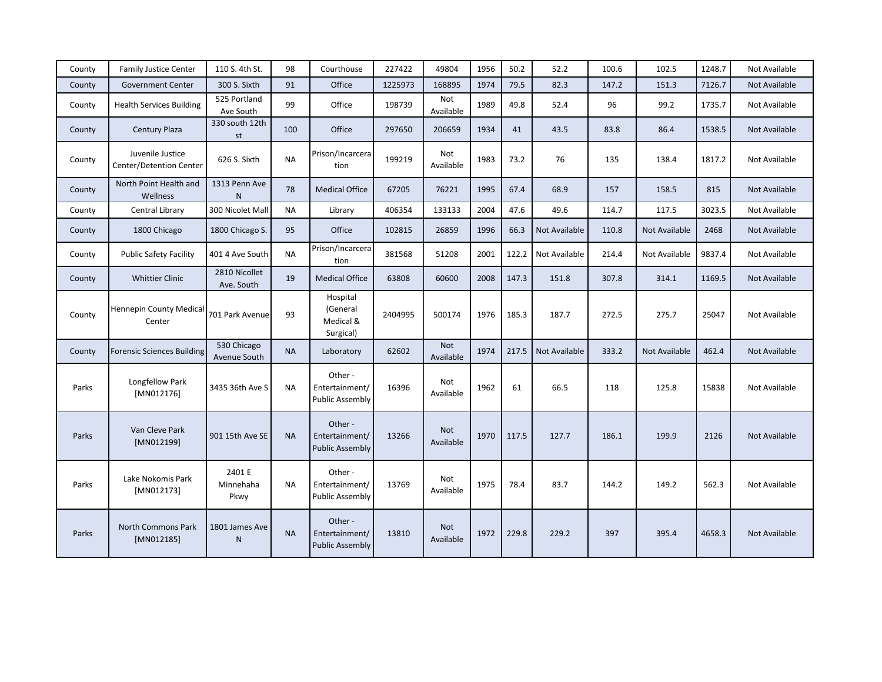| | | | | | | | | | | | | | |
|---|---|---|---|---|---|---|---|---|---|---|---|---|---|
| County | Family Justice Center | 110 S. 4th St. | 98 | Courthouse | 227422 | 49804 | 1956 | 50.2 | 52.2 | 100.6 | 102.5 | 1248.7 | Not Available |
| County | Government Center | 300 S. Sixth | 91 | Office | 1225973 | 168895 | 1974 | 79.5 | 82.3 | 147.2 | 151.3 | 7126.7 | Not Available |
| County | Health Services Building | 525 Portland Ave South | 99 | Office | 198739 | Not Available | 1989 | 49.8 | 52.4 | 96 | 99.2 | 1735.7 | Not Available |
| County | Century Plaza | 330 south 12th st | 100 | Office | 297650 | 206659 | 1934 | 41 | 43.5 | 83.8 | 86.4 | 1538.5 | Not Available |
| County | Juvenile Justice Center/Detention Center | 626 S. Sixth | NA | Prison/Incarceration | 199219 | Not Available | 1983 | 73.2 | 76 | 135 | 138.4 | 1817.2 | Not Available |
| County | North Point Health and Wellness | 1313 Penn Ave N | 78 | Medical Office | 67205 | 76221 | 1995 | 67.4 | 68.9 | 157 | 158.5 | 815 | Not Available |
| County | Central Library | 300 Nicolet Mall | NA | Library | 406354 | 133133 | 2004 | 47.6 | 49.6 | 114.7 | 117.5 | 3023.5 | Not Available |
| County | 1800 Chicago | 1800 Chicago S. | 95 | Office | 102815 | 26859 | 1996 | 66.3 | Not Available | 110.8 | Not Available | 2468 | Not Available |
| County | Public Safety Facility | 401 4 Ave South | NA | Prison/Incarceration | 381568 | 51208 | 2001 | 122.2 | Not Available | 214.4 | Not Available | 9837.4 | Not Available |
| County | Whittier Clinic | 2810 Nicollet Ave. South | 19 | Medical Office | 63808 | 60600 | 2008 | 147.3 | 151.8 | 307.8 | 314.1 | 1169.5 | Not Available |
| County | Hennepin County Medical Center | 701 Park Avenue | 93 | Hospital (General Medical & Surgical) | 2404995 | 500174 | 1976 | 185.3 | 187.7 | 272.5 | 275.7 | 25047 | Not Available |
| County | Forensic Sciences Building | 530 Chicago Avenue South | NA | Laboratory | 62602 | Not Available | 1974 | 217.5 | Not Available | 333.2 | Not Available | 462.4 | Not Available |
| Parks | Longfellow Park [MN012176] | 3435 36th Ave S | NA | Other - Entertainment/ Public Assembly | 16396 | Not Available | 1962 | 61 | 66.5 | 118 | 125.8 | 15838 | Not Available |
| Parks | Van Cleve Park [MN012199] | 901 15th Ave SE | NA | Other - Entertainment/ Public Assembly | 13266 | Not Available | 1970 | 117.5 | 127.7 | 186.1 | 199.9 | 2126 | Not Available |
| Parks | Lake Nokomis Park [MN012173] | 2401 E Minnehaha Pkwy | NA | Other - Entertainment/ Public Assembly | 13769 | Not Available | 1975 | 78.4 | 83.7 | 144.2 | 149.2 | 562.3 | Not Available |
| Parks | North Commons Park [MN012185] | 1801 James Ave N | NA | Other - Entertainment/ Public Assembly | 13810 | Not Available | 1972 | 229.8 | 229.2 | 397 | 395.4 | 4658.3 | Not Available |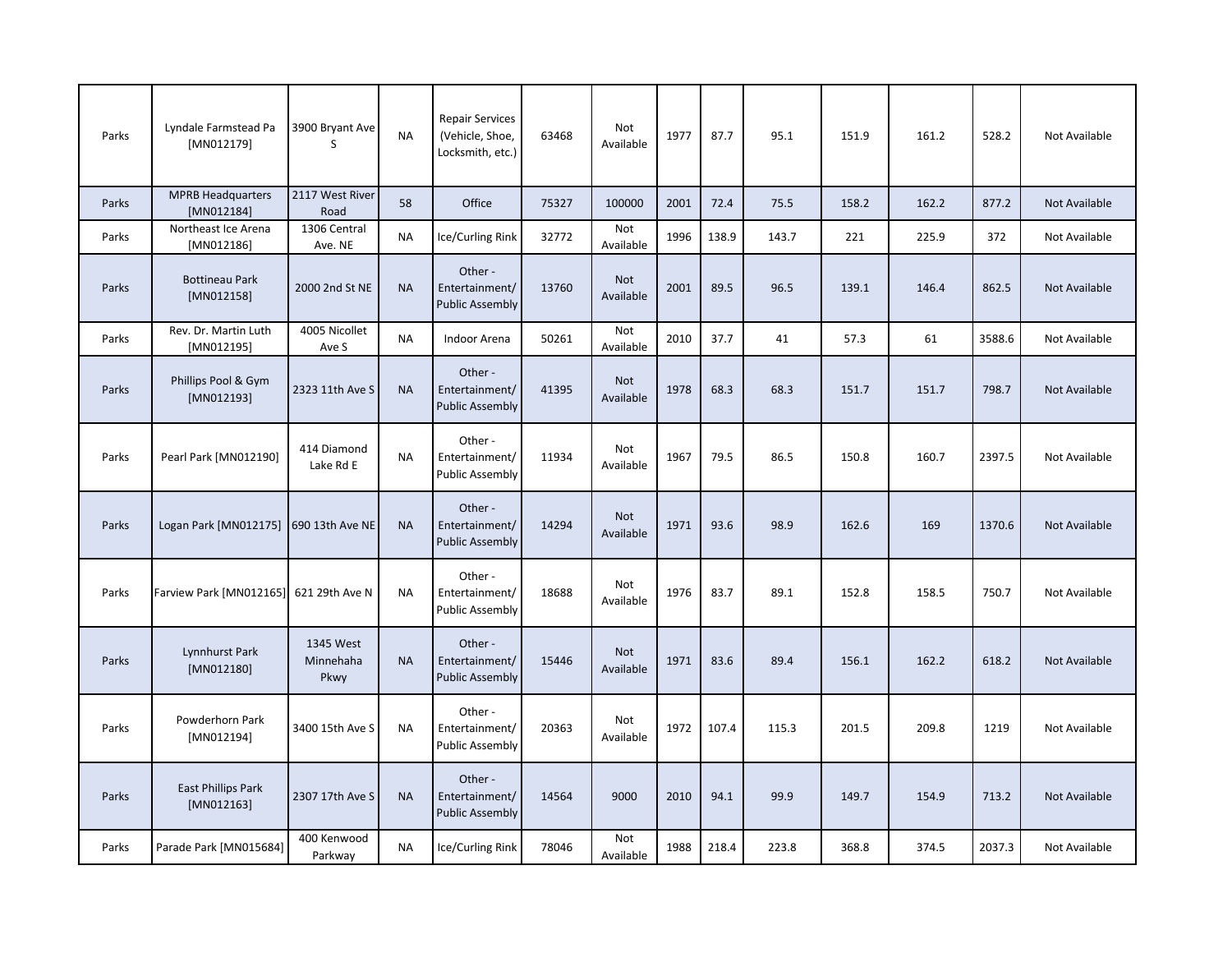| | | | | | | | | | | | | | |
|---|---|---|---|---|---|---|---|---|---|---|---|---|---|
| Parks | Lyndale Farmstead Pa [MN012179] | 3900 Bryant Ave S | NA | Repair Services (Vehicle, Shoe, Locksmith, etc.) | 63468 | Not Available | 1977 | 87.7 | 95.1 | 151.9 | 161.2 | 528.2 | Not Available |
| Parks | MPRB Headquarters [MN012184] | 2117 West River Road | 58 | Office | 75327 | 100000 | 2001 | 72.4 | 75.5 | 158.2 | 162.2 | 877.2 | Not Available |
| Parks | Northeast Ice Arena [MN012186] | 1306 Central Ave. NE | NA | Ice/Curling Rink | 32772 | Not Available | 1996 | 138.9 | 143.7 | 221 | 225.9 | 372 | Not Available |
| Parks | Bottineau Park [MN012158] | 2000 2nd St NE | NA | Other - Entertainment/ Public Assembly | 13760 | Not Available | 2001 | 89.5 | 96.5 | 139.1 | 146.4 | 862.5 | Not Available |
| Parks | Rev. Dr. Martin Luth [MN012195] | 4005 Nicollet Ave S | NA | Indoor Arena | 50261 | Not Available | 2010 | 37.7 | 41 | 57.3 | 61 | 3588.6 | Not Available |
| Parks | Phillips Pool & Gym [MN012193] | 2323 11th Ave S | NA | Other - Entertainment/ Public Assembly | 41395 | Not Available | 1978 | 68.3 | 68.3 | 151.7 | 151.7 | 798.7 | Not Available |
| Parks | Pearl Park [MN012190] | 414 Diamond Lake Rd E | NA | Other - Entertainment/ Public Assembly | 11934 | Not Available | 1967 | 79.5 | 86.5 | 150.8 | 160.7 | 2397.5 | Not Available |
| Parks | Logan Park [MN012175] | 690 13th Ave NE | NA | Other - Entertainment/ Public Assembly | 14294 | Not Available | 1971 | 93.6 | 98.9 | 162.6 | 169 | 1370.6 | Not Available |
| Parks | Farview Park [MN012165] | 621 29th Ave N | NA | Other - Entertainment/ Public Assembly | 18688 | Not Available | 1976 | 83.7 | 89.1 | 152.8 | 158.5 | 750.7 | Not Available |
| Parks | Lynnhurst Park [MN012180] | 1345 West Minnehaha Pkwy | NA | Other - Entertainment/ Public Assembly | 15446 | Not Available | 1971 | 83.6 | 89.4 | 156.1 | 162.2 | 618.2 | Not Available |
| Parks | Powderhorn Park [MN012194] | 3400 15th Ave S | NA | Other - Entertainment/ Public Assembly | 20363 | Not Available | 1972 | 107.4 | 115.3 | 201.5 | 209.8 | 1219 | Not Available |
| Parks | East Phillips Park [MN012163] | 2307 17th Ave S | NA | Other - Entertainment/ Public Assembly | 14564 | 9000 | 2010 | 94.1 | 99.9 | 149.7 | 154.9 | 713.2 | Not Available |
| Parks | Parade Park [MN015684] | 400 Kenwood Parkway | NA | Ice/Curling Rink | 78046 | Not Available | 1988 | 218.4 | 223.8 | 368.8 | 374.5 | 2037.3 | Not Available |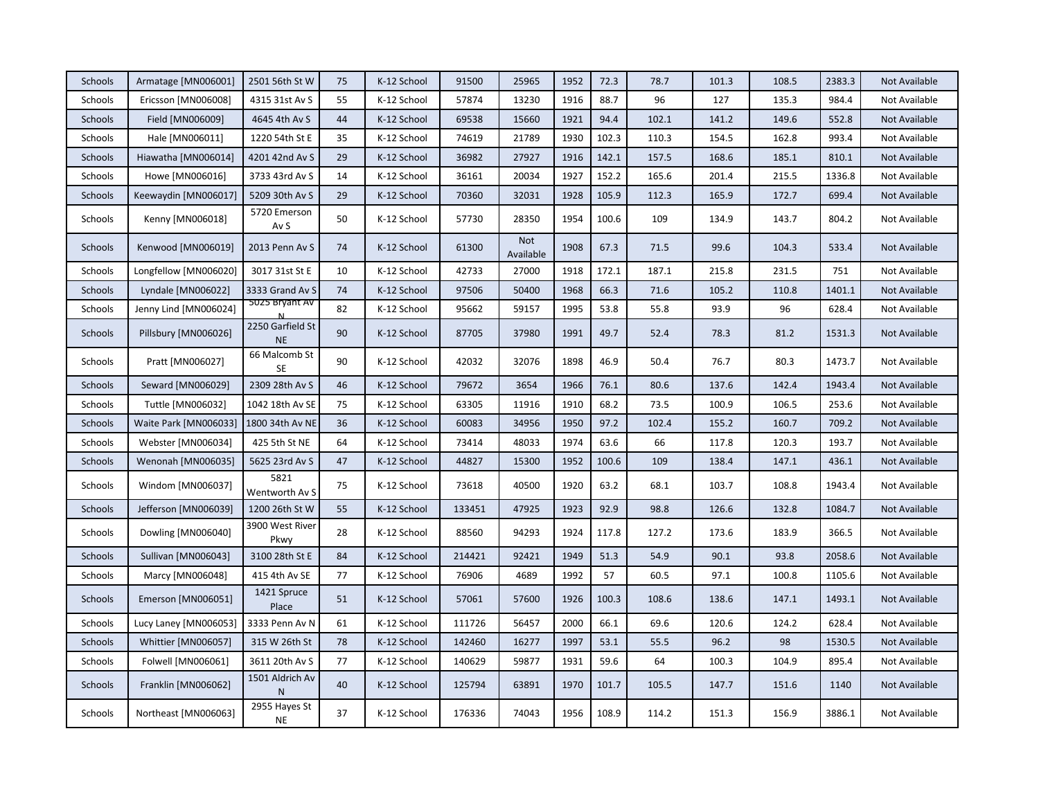| | | | | | | | | | | | | | |
|---|---|---|---|---|---|---|---|---|---|---|---|---|---|
| Schools | Armatage [MN006001] | 2501 56th St W | 75 | K-12 School | 91500 | 25965 | 1952 | 72.3 | 78.7 | 101.3 | 108.5 | 2383.3 | Not Available |
| Schools | Ericsson [MN006008] | 4315 31st Av S | 55 | K-12 School | 57874 | 13230 | 1916 | 88.7 | 96 | 127 | 135.3 | 984.4 | Not Available |
| Schools | Field [MN006009] | 4645 4th Av S | 44 | K-12 School | 69538 | 15660 | 1921 | 94.4 | 102.1 | 141.2 | 149.6 | 552.8 | Not Available |
| Schools | Hale [MN006011] | 1220 54th St E | 35 | K-12 School | 74619 | 21789 | 1930 | 102.3 | 110.3 | 154.5 | 162.8 | 993.4 | Not Available |
| Schools | Hiawatha [MN006014] | 4201 42nd Av S | 29 | K-12 School | 36982 | 27927 | 1916 | 142.1 | 157.5 | 168.6 | 185.1 | 810.1 | Not Available |
| Schools | Howe [MN006016] | 3733 43rd Av S | 14 | K-12 School | 36161 | 20034 | 1927 | 152.2 | 165.6 | 201.4 | 215.5 | 1336.8 | Not Available |
| Schools | Keewaydin [MN006017] | 5209 30th Av S | 29 | K-12 School | 70360 | 32031 | 1928 | 105.9 | 112.3 | 165.9 | 172.7 | 699.4 | Not Available |
| Schools | Kenny [MN006018] | 5720 Emerson Av S | 50 | K-12 School | 57730 | 28350 | 1954 | 100.6 | 109 | 134.9 | 143.7 | 804.2 | Not Available |
| Schools | Kenwood [MN006019] | 2013 Penn Av S | 74 | K-12 School | 61300 | Not Available | 1908 | 67.3 | 71.5 | 99.6 | 104.3 | 533.4 | Not Available |
| Schools | Longfellow [MN006020] | 3017 31st St E | 10 | K-12 School | 42733 | 27000 | 1918 | 172.1 | 187.1 | 215.8 | 231.5 | 751 | Not Available |
| Schools | Lyndale [MN006022] | 3333 Grand Av S | 74 | K-12 School | 97506 | 50400 | 1968 | 66.3 | 71.6 | 105.2 | 110.8 | 1401.1 | Not Available |
| Schools | Jenny Lind [MN006024] | 5025 Bryant Av N | 82 | K-12 School | 95662 | 59157 | 1995 | 53.8 | 55.8 | 93.9 | 96 | 628.4 | Not Available |
| Schools | Pillsbury [MN006026] | 2250 Garfield St NE | 90 | K-12 School | 87705 | 37980 | 1991 | 49.7 | 52.4 | 78.3 | 81.2 | 1531.3 | Not Available |
| Schools | Pratt [MN006027] | 66 Malcomb St SE | 90 | K-12 School | 42032 | 32076 | 1898 | 46.9 | 50.4 | 76.7 | 80.3 | 1473.7 | Not Available |
| Schools | Seward [MN006029] | 2309 28th Av S | 46 | K-12 School | 79672 | 3654 | 1966 | 76.1 | 80.6 | 137.6 | 142.4 | 1943.4 | Not Available |
| Schools | Tuttle [MN006032] | 1042 18th Av SE | 75 | K-12 School | 63305 | 11916 | 1910 | 68.2 | 73.5 | 100.9 | 106.5 | 253.6 | Not Available |
| Schools | Waite Park [MN006033] | 1800 34th Av NE | 36 | K-12 School | 60083 | 34956 | 1950 | 97.2 | 102.4 | 155.2 | 160.7 | 709.2 | Not Available |
| Schools | Webster [MN006034] | 425 5th St NE | 64 | K-12 School | 73414 | 48033 | 1974 | 63.6 | 66 | 117.8 | 120.3 | 193.7 | Not Available |
| Schools | Wenonah [MN006035] | 5625 23rd Av S | 47 | K-12 School | 44827 | 15300 | 1952 | 100.6 | 109 | 138.4 | 147.1 | 436.1 | Not Available |
| Schools | Windom [MN006037] | 5821 Wentworth Av S | 75 | K-12 School | 73618 | 40500 | 1920 | 63.2 | 68.1 | 103.7 | 108.8 | 1943.4 | Not Available |
| Schools | Jefferson [MN006039] | 1200 26th St W | 55 | K-12 School | 133451 | 47925 | 1923 | 92.9 | 98.8 | 126.6 | 132.8 | 1084.7 | Not Available |
| Schools | Dowling [MN006040] | 3900 West River Pkwy | 28 | K-12 School | 88560 | 94293 | 1924 | 117.8 | 127.2 | 173.6 | 183.9 | 366.5 | Not Available |
| Schools | Sullivan [MN006043] | 3100 28th St E | 84 | K-12 School | 214421 | 92421 | 1949 | 51.3 | 54.9 | 90.1 | 93.8 | 2058.6 | Not Available |
| Schools | Marcy [MN006048] | 415 4th Av SE | 77 | K-12 School | 76906 | 4689 | 1992 | 57 | 60.5 | 97.1 | 100.8 | 1105.6 | Not Available |
| Schools | Emerson [MN006051] | 1421 Spruce Place | 51 | K-12 School | 57061 | 57600 | 1926 | 100.3 | 108.6 | 138.6 | 147.1 | 1493.1 | Not Available |
| Schools | Lucy Laney [MN006053] | 3333 Penn Av N | 61 | K-12 School | 111726 | 56457 | 2000 | 66.1 | 69.6 | 120.6 | 124.2 | 628.4 | Not Available |
| Schools | Whittier [MN006057] | 315 W 26th St | 78 | K-12 School | 142460 | 16277 | 1997 | 53.1 | 55.5 | 96.2 | 98 | 1530.5 | Not Available |
| Schools | Folwell [MN006061] | 3611 20th Av S | 77 | K-12 School | 140629 | 59877 | 1931 | 59.6 | 64 | 100.3 | 104.9 | 895.4 | Not Available |
| Schools | Franklin [MN006062] | 1501 Aldrich Av N | 40 | K-12 School | 125794 | 63891 | 1970 | 101.7 | 105.5 | 147.7 | 151.6 | 1140 | Not Available |
| Schools | Northeast [MN006063] | 2955 Hayes St NE | 37 | K-12 School | 176336 | 74043 | 1956 | 108.9 | 114.2 | 151.3 | 156.9 | 3886.1 | Not Available |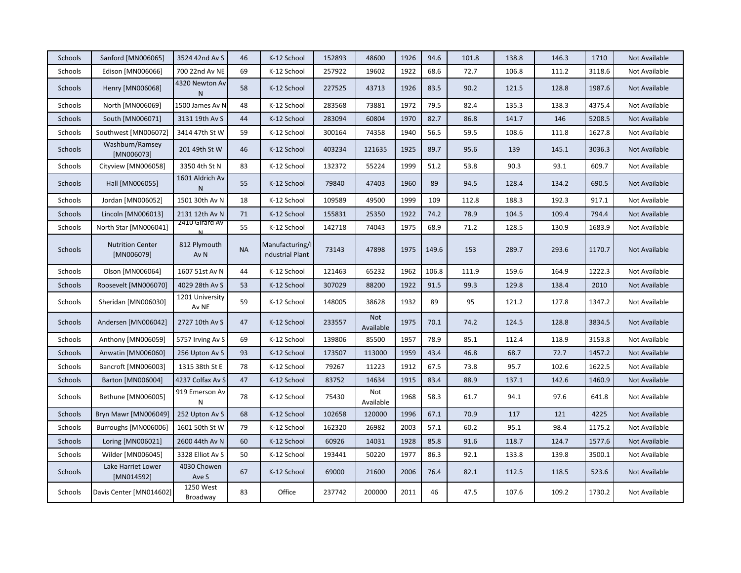| Schools | Sanford [MN006065] | 3524 42nd Av S | 46 | K-12 School | 152893 | 48600 | 1926 | 94.6 | 101.8 | 138.8 | 146.3 | 1710 | Not Available |
|---|---|---|---|---|---|---|---|---|---|---|---|---|---|
| Schools | Edison [MN006066] | 700 22nd Av NE | 69 | K-12 School | 257922 | 19602 | 1922 | 68.6 | 72.7 | 106.8 | 111.2 | 3118.6 | Not Available |
| Schools | Henry [MN006068] | 4320 Newton Av N | 58 | K-12 School | 227525 | 43713 | 1926 | 83.5 | 90.2 | 121.5 | 128.8 | 1987.6 | Not Available |
| Schools | North [MN006069] | 1500 James Av N | 48 | K-12 School | 283568 | 73881 | 1972 | 79.5 | 82.4 | 135.3 | 138.3 | 4375.4 | Not Available |
| Schools | South [MN006071] | 3131 19th Av S | 44 | K-12 School | 283094 | 60804 | 1970 | 82.7 | 86.8 | 141.7 | 146 | 5208.5 | Not Available |
| Schools | Southwest [MN006072] | 3414 47th St W | 59 | K-12 School | 300164 | 74358 | 1940 | 56.5 | 59.5 | 108.6 | 111.8 | 1627.8 | Not Available |
| Schools | Washburn/Ramsey [MN006073] | 201 49th St W | 46 | K-12 School | 403234 | 121635 | 1925 | 89.7 | 95.6 | 139 | 145.1 | 3036.3 | Not Available |
| Schools | Cityview [MN006058] | 3350 4th St N | 83 | K-12 School | 132372 | 55224 | 1999 | 51.2 | 53.8 | 90.3 | 93.1 | 609.7 | Not Available |
| Schools | Hall [MN006055] | 1601 Aldrich Av N | 55 | K-12 School | 79840 | 47403 | 1960 | 89 | 94.5 | 128.4 | 134.2 | 690.5 | Not Available |
| Schools | Jordan [MN006052] | 1501 30th Av N | 18 | K-12 School | 109589 | 49500 | 1999 | 109 | 112.8 | 188.3 | 192.3 | 917.1 | Not Available |
| Schools | Lincoln [MN006013] | 2131 12th Av N | 71 | K-12 School | 155831 | 25350 | 1922 | 74.2 | 78.9 | 104.5 | 109.4 | 794.4 | Not Available |
| Schools | North Star [MN006041] | 2410 Girard Av N | 55 | K-12 School | 142718 | 74043 | 1975 | 68.9 | 71.2 | 128.5 | 130.9 | 1683.9 | Not Available |
| Schools | Nutrition Center [MN006079] | 812 Plymouth Av N | NA | Manufacturing/Industrial Plant | 73143 | 47898 | 1975 | 149.6 | 153 | 289.7 | 293.6 | 1170.7 | Not Available |
| Schools | Olson [MN006064] | 1607 51st Av N | 44 | K-12 School | 121463 | 65232 | 1962 | 106.8 | 111.9 | 159.6 | 164.9 | 1222.3 | Not Available |
| Schools | Roosevelt [MN006070] | 4029 28th Av S | 53 | K-12 School | 307029 | 88200 | 1922 | 91.5 | 99.3 | 129.8 | 138.4 | 2010 | Not Available |
| Schools | Sheridan [MN006030] | 1201 University Av NE | 59 | K-12 School | 148005 | 38628 | 1932 | 89 | 95 | 121.2 | 127.8 | 1347.2 | Not Available |
| Schools | Andersen [MN006042] | 2727 10th Av S | 47 | K-12 School | 233557 | Not Available | 1975 | 70.1 | 74.2 | 124.5 | 128.8 | 3834.5 | Not Available |
| Schools | Anthony [MN006059] | 5757 Irving Av S | 69 | K-12 School | 139806 | 85500 | 1957 | 78.9 | 85.1 | 112.4 | 118.9 | 3153.8 | Not Available |
| Schools | Anwatin [MN006060] | 256 Upton Av S | 93 | K-12 School | 173507 | 113000 | 1959 | 43.4 | 46.8 | 68.7 | 72.7 | 1457.2 | Not Available |
| Schools | Bancroft [MN006003] | 1315 38th St E | 78 | K-12 School | 79267 | 11223 | 1912 | 67.5 | 73.8 | 95.7 | 102.6 | 1622.5 | Not Available |
| Schools | Barton [MN006004] | 4237 Colfax Av S | 47 | K-12 School | 83752 | 14634 | 1915 | 83.4 | 88.9 | 137.1 | 142.6 | 1460.9 | Not Available |
| Schools | Bethune [MN006005] | 919 Emerson Av N | 78 | K-12 School | 75430 | Not Available | 1968 | 58.3 | 61.7 | 94.1 | 97.6 | 641.8 | Not Available |
| Schools | Bryn Mawr [MN006049] | 252 Upton Av S | 68 | K-12 School | 102658 | 120000 | 1996 | 67.1 | 70.9 | 117 | 121 | 4225 | Not Available |
| Schools | Burroughs [MN006006] | 1601 50th St W | 79 | K-12 School | 162320 | 26982 | 2003 | 57.1 | 60.2 | 95.1 | 98.4 | 1175.2 | Not Available |
| Schools | Loring [MN006021] | 2600 44th Av N | 60 | K-12 School | 60926 | 14031 | 1928 | 85.8 | 91.6 | 118.7 | 124.7 | 1577.6 | Not Available |
| Schools | Wilder [MN006045] | 3328 Elliot Av S | 50 | K-12 School | 193441 | 50220 | 1977 | 86.3 | 92.1 | 133.8 | 139.8 | 3500.1 | Not Available |
| Schools | Lake Harriet Lower [MN014592] | 4030 Chowen Ave S | 67 | K-12 School | 69000 | 21600 | 2006 | 76.4 | 82.1 | 112.5 | 118.5 | 523.6 | Not Available |
| Schools | Davis Center [MN014602] | 1250 West Broadway | 83 | Office | 237742 | 200000 | 2011 | 46 | 47.5 | 107.6 | 109.2 | 1730.2 | Not Available |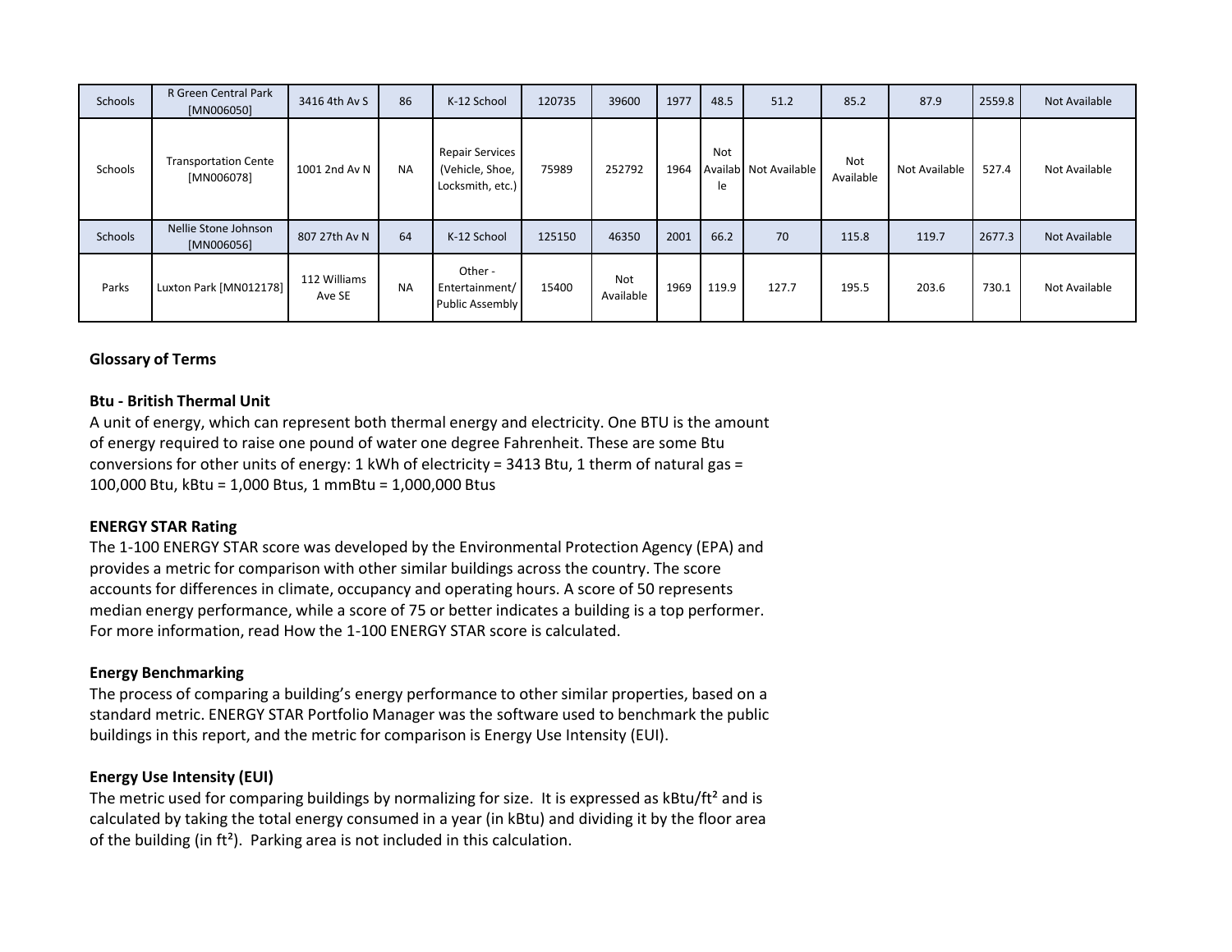| Schools | R Green Central Park [MN006050] | 3416 4th Av S | 86 | K-12 School | 120735 | 39600 | 1977 | 48.5 | 51.2 | 85.2 | 87.9 | 2559.8 | Not Available |
|---|---|---|---|---|---|---|---|---|---|---|---|---|---|
| Schools | Transportation Cente [MN006078] | 1001 2nd Av N | NA | Repair Services (Vehicle, Shoe, Locksmith, etc.) | 75989 | 252792 | 1964 | Not Available | Not Available | Not Available | Not Available | 527.4 | Not Available |
| Schools | Nellie Stone Johnson [MN006056] | 807 27th Av N | 64 | K-12 School | 125150 | 46350 | 2001 | 66.2 | 70 | 115.8 | 119.7 | 2677.3 | Not Available |
| Parks | Luxton Park [MN012178] | 112 Williams Ave SE | NA | Other - Entertainment/ Public Assembly | 15400 | Not Available | 1969 | 119.9 | 127.7 | 195.5 | 203.6 | 730.1 | Not Available |

**Glossary of Terms**

**Btu - British Thermal Unit**

A unit of energy, which can represent both thermal energy and electricity. One BTU is the amount of energy required to raise one pound of water one degree Fahrenheit. These are some Btu conversions for other units of energy: 1 kWh of electricity = 3413 Btu, 1 therm of natural gas = 100,000 Btu, kBtu = 1,000 Btus, 1 mmBtu = 1,000,000 Btus

**ENERGY STAR Rating**

The 1-100 ENERGY STAR score was developed by the Environmental Protection Agency (EPA) and provides a metric for comparison with other similar buildings across the country. The score accounts for differences in climate, occupancy and operating hours. A score of 50 represents median energy performance, while a score of 75 or better indicates a building is a top performer. For more information, read How the 1-100 ENERGY STAR score is calculated.

**Energy Benchmarking**

The process of comparing a building's energy performance to other similar properties, based on a standard metric. ENERGY STAR Portfolio Manager was the software used to benchmark the public buildings in this report, and the metric for comparison is Energy Use Intensity (EUI).

**Energy Use Intensity (EUI)**

The metric used for comparing buildings by normalizing for size. It is expressed as kBtu/ft² and is calculated by taking the total energy consumed in a year (in kBtu) and dividing it by the floor area of the building (in ft²). Parking area is not included in this calculation.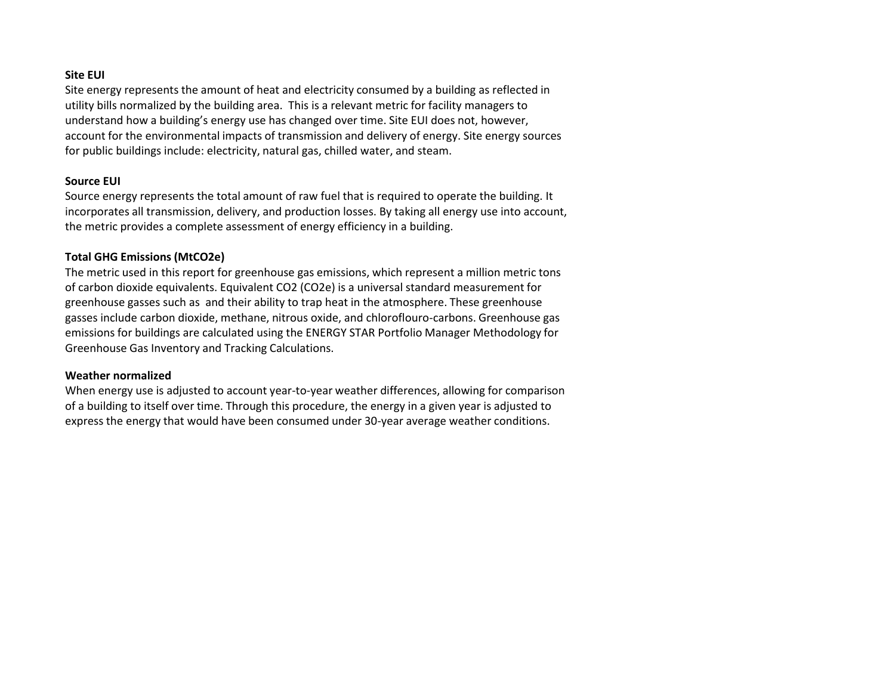**Site EUI**

Site energy represents the amount of heat and electricity consumed by a building as reflected in utility bills normalized by the building area.  This is a relevant metric for facility managers to understand how a building's energy use has changed over time. Site EUI does not, however, account for the environmental impacts of transmission and delivery of energy. Site energy sources for public buildings include: electricity, natural gas, chilled water, and steam.

**Source EUI**

Source energy represents the total amount of raw fuel that is required to operate the building. It incorporates all transmission, delivery, and production losses. By taking all energy use into account, the metric provides a complete assessment of energy efficiency in a building.

**Total GHG Emissions (MtCO2e)**

The metric used in this report for greenhouse gas emissions, which represent a million metric tons of carbon dioxide equivalents. Equivalent CO2 (CO2e) is a universal standard measurement for greenhouse gasses such as  and their ability to trap heat in the atmosphere. These greenhouse gasses include carbon dioxide, methane, nitrous oxide, and chloroflouro-carbons. Greenhouse gas emissions for buildings are calculated using the ENERGY STAR Portfolio Manager Methodology for Greenhouse Gas Inventory and Tracking Calculations.

**Weather normalized**

When energy use is adjusted to account year-to-year weather differences, allowing for comparison of a building to itself over time. Through this procedure, the energy in a given year is adjusted to express the energy that would have been consumed under 30-year average weather conditions.